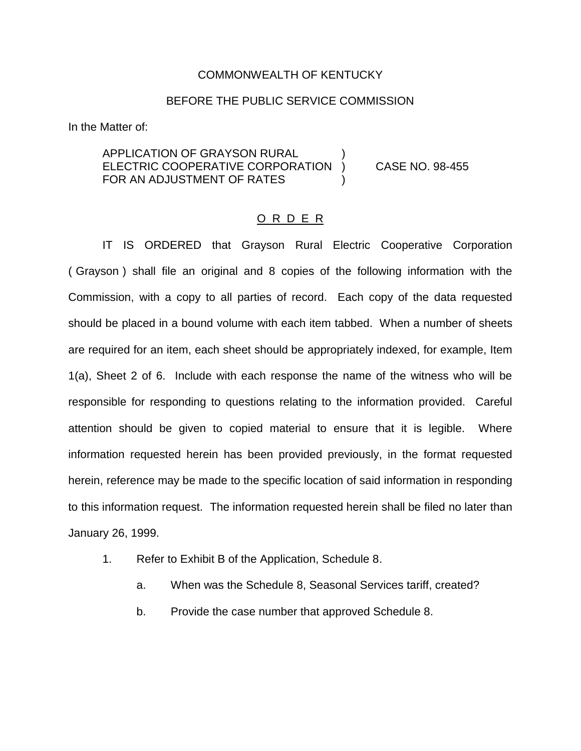COMMONWEALTH OF KENTUCKY

BEFORE THE PUBLIC SERVICE COMMISSION

In the Matter of:

APPLICATION OF GRAYSON RURAL ELECTRIC COOPERATIVE CORPORATION FOR AN ADJUSTMENT OF RATES ) CASE NO. 98-455

O R D E R

IT IS ORDERED that Grayson Rural Electric Cooperative Corporation ( Grayson ) shall file an original and 8 copies of the following information with the Commission, with a copy to all parties of record. Each copy of the data requested should be placed in a bound volume with each item tabbed. When a number of sheets are required for an item, each sheet should be appropriately indexed, for example, Item 1(a), Sheet 2 of 6. Include with each response the name of the witness who will be responsible for responding to questions relating to the information provided. Careful attention should be given to copied material to ensure that it is legible. Where information requested herein has been provided previously, in the format requested herein, reference may be made to the specific location of said information in responding to this information request. The information requested herein shall be filed no later than January 26, 1999.

1. Refer to Exhibit B of the Application, Schedule 8.

   a. When was the Schedule 8, Seasonal Services tariff, created?

   b. Provide the case number that approved Schedule 8.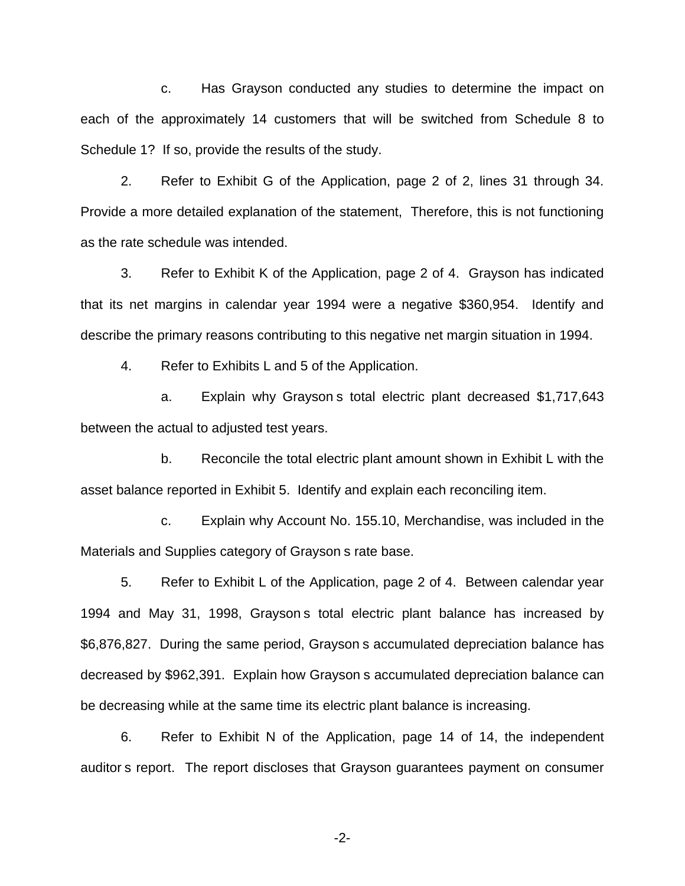c. Has Grayson conducted any studies to determine the impact on each of the approximately 14 customers that will be switched from Schedule 8 to Schedule 1? If so, provide the results of the study.

2. Refer to Exhibit G of the Application, page 2 of 2, lines 31 through 34. Provide a more detailed explanation of the statement, Therefore, this is not functioning as the rate schedule was intended.

3. Refer to Exhibit K of the Application, page 2 of 4. Grayson has indicated that its net margins in calendar year 1994 were a negative $360,954. Identify and describe the primary reasons contributing to this negative net margin situation in 1994.

4. Refer to Exhibits L and 5 of the Application.

a. Explain why Grayson s total electric plant decreased $1,717,643 between the actual to adjusted test years.

b. Reconcile the total electric plant amount shown in Exhibit L with the asset balance reported in Exhibit 5. Identify and explain each reconciling item.

c. Explain why Account No. 155.10, Merchandise, was included in the Materials and Supplies category of Grayson s rate base.

5. Refer to Exhibit L of the Application, page 2 of 4. Between calendar year 1994 and May 31, 1998, Grayson s total electric plant balance has increased by $6,876,827. During the same period, Grayson s accumulated depreciation balance has decreased by $962,391. Explain how Grayson s accumulated depreciation balance can be decreasing while at the same time its electric plant balance is increasing.

6. Refer to Exhibit N of the Application, page 14 of 14, the independent auditor s report. The report discloses that Grayson guarantees payment on consumer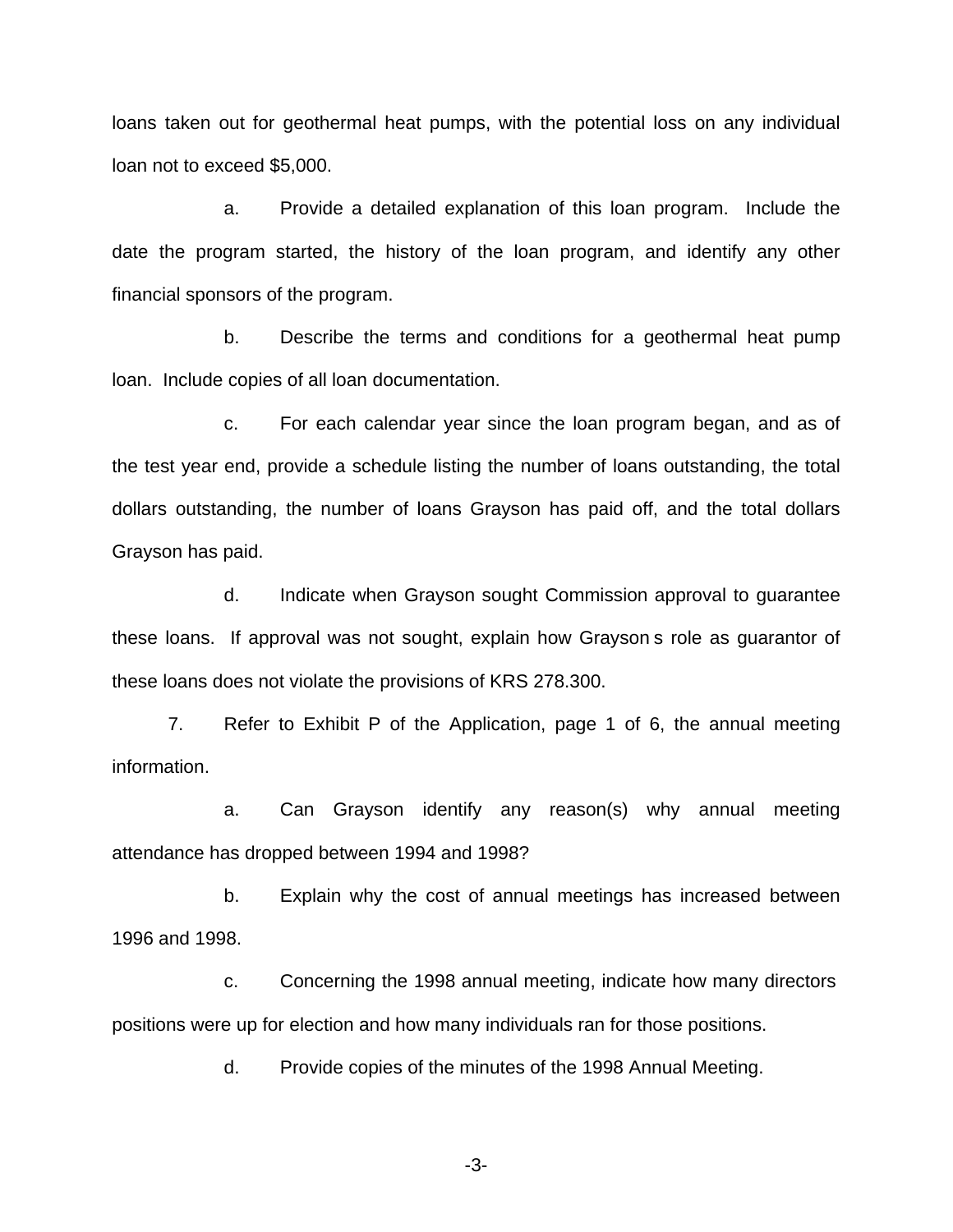loans taken out for geothermal heat pumps, with the potential loss on any individual loan not to exceed $5,000.

a. Provide a detailed explanation of this loan program. Include the date the program started, the history of the loan program, and identify any other financial sponsors of the program.

b. Describe the terms and conditions for a geothermal heat pump loan. Include copies of all loan documentation.

c. For each calendar year since the loan program began, and as of the test year end, provide a schedule listing the number of loans outstanding, the total dollars outstanding, the number of loans Grayson has paid off, and the total dollars Grayson has paid.

d. Indicate when Grayson sought Commission approval to guarantee these loans. If approval was not sought, explain how Grayson s role as guarantor of these loans does not violate the provisions of KRS 278.300.

7. Refer to Exhibit P of the Application, page 1 of 6, the annual meeting information.

a. Can Grayson identify any reason(s) why annual meeting attendance has dropped between 1994 and 1998?

b. Explain why the cost of annual meetings has increased between 1996 and 1998.

c. Concerning the 1998 annual meeting, indicate how many directors positions were up for election and how many individuals ran for those positions.

d. Provide copies of the minutes of the 1998 Annual Meeting.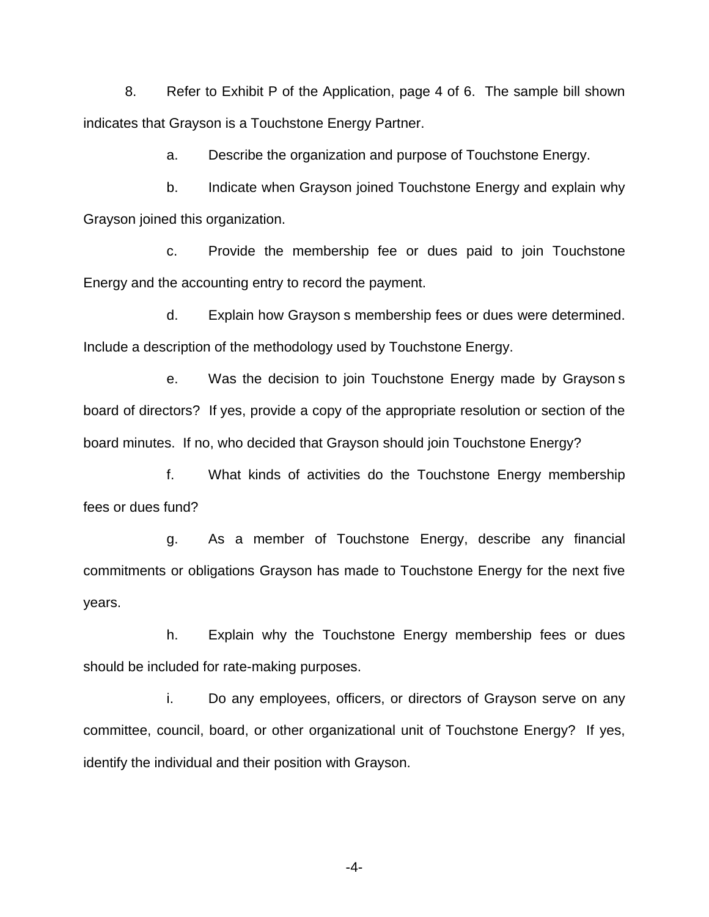8. Refer to Exhibit P of the Application, page 4 of 6. The sample bill shown indicates that Grayson is a Touchstone Energy Partner.

a. Describe the organization and purpose of Touchstone Energy.

b. Indicate when Grayson joined Touchstone Energy and explain why Grayson joined this organization.

c. Provide the membership fee or dues paid to join Touchstone Energy and the accounting entry to record the payment.

d. Explain how Grayson s membership fees or dues were determined. Include a description of the methodology used by Touchstone Energy.

e. Was the decision to join Touchstone Energy made by Grayson s board of directors? If yes, provide a copy of the appropriate resolution or section of the board minutes. If no, who decided that Grayson should join Touchstone Energy?

f. What kinds of activities do the Touchstone Energy membership fees or dues fund?

g. As a member of Touchstone Energy, describe any financial commitments or obligations Grayson has made to Touchstone Energy for the next five years.

h. Explain why the Touchstone Energy membership fees or dues should be included for rate-making purposes.

i. Do any employees, officers, or directors of Grayson serve on any committee, council, board, or other organizational unit of Touchstone Energy? If yes, identify the individual and their position with Grayson.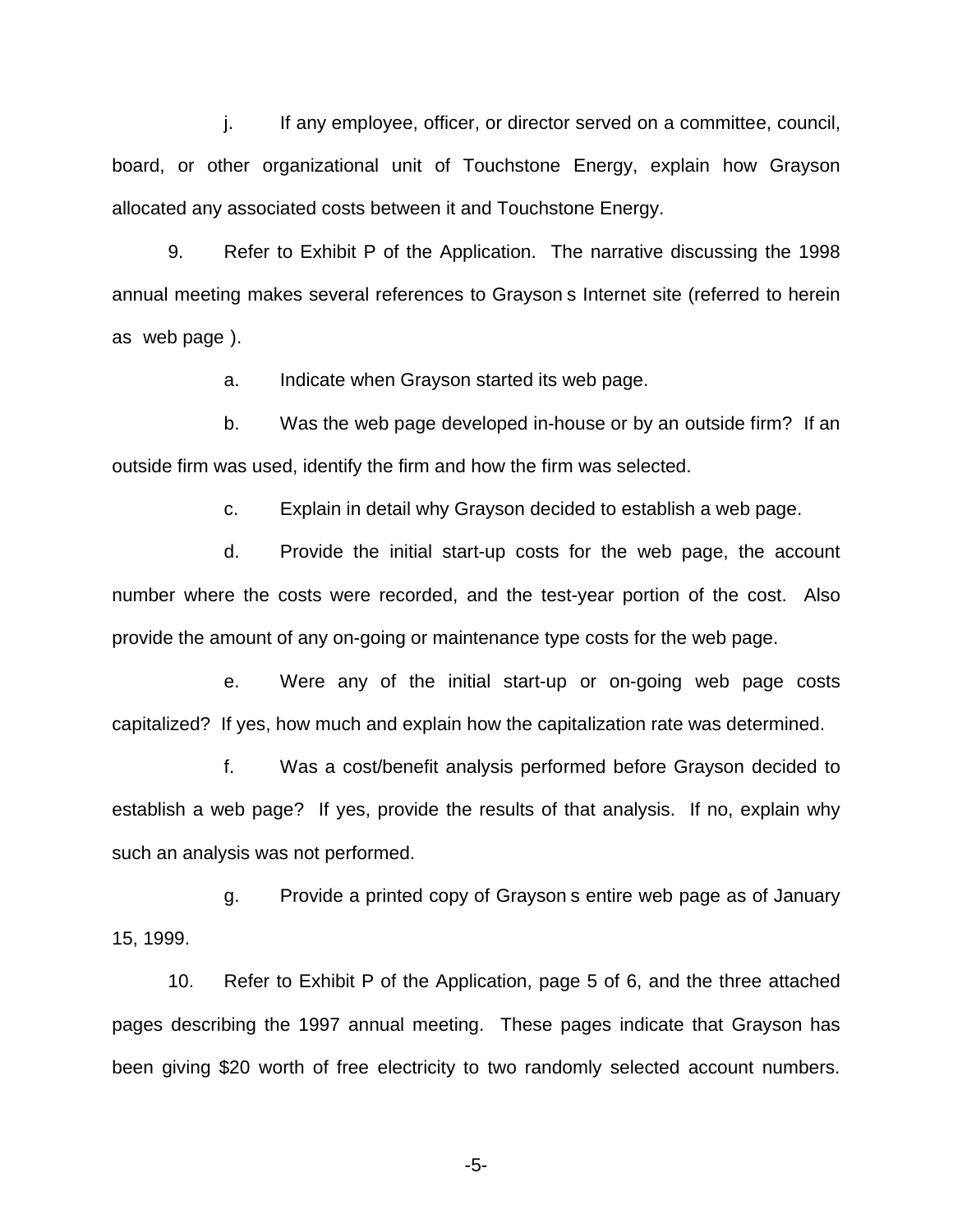j. If any employee, officer, or director served on a committee, council, board, or other organizational unit of Touchstone Energy, explain how Grayson allocated any associated costs between it and Touchstone Energy.

9. Refer to Exhibit P of the Application. The narrative discussing the 1998 annual meeting makes several references to Grayson s Internet site (referred to herein as web page ).

a. Indicate when Grayson started its web page.

b. Was the web page developed in-house or by an outside firm? If an outside firm was used, identify the firm and how the firm was selected.

c. Explain in detail why Grayson decided to establish a web page.

d. Provide the initial start-up costs for the web page, the account number where the costs were recorded, and the test-year portion of the cost. Also provide the amount of any on-going or maintenance type costs for the web page.

e. Were any of the initial start-up or on-going web page costs capitalized? If yes, how much and explain how the capitalization rate was determined.

f. Was a cost/benefit analysis performed before Grayson decided to establish a web page? If yes, provide the results of that analysis. If no, explain why such an analysis was not performed.

g. Provide a printed copy of Grayson s entire web page as of January 15, 1999.

10. Refer to Exhibit P of the Application, page 5 of 6, and the three attached pages describing the 1997 annual meeting. These pages indicate that Grayson has been giving $20 worth of free electricity to two randomly selected account numbers.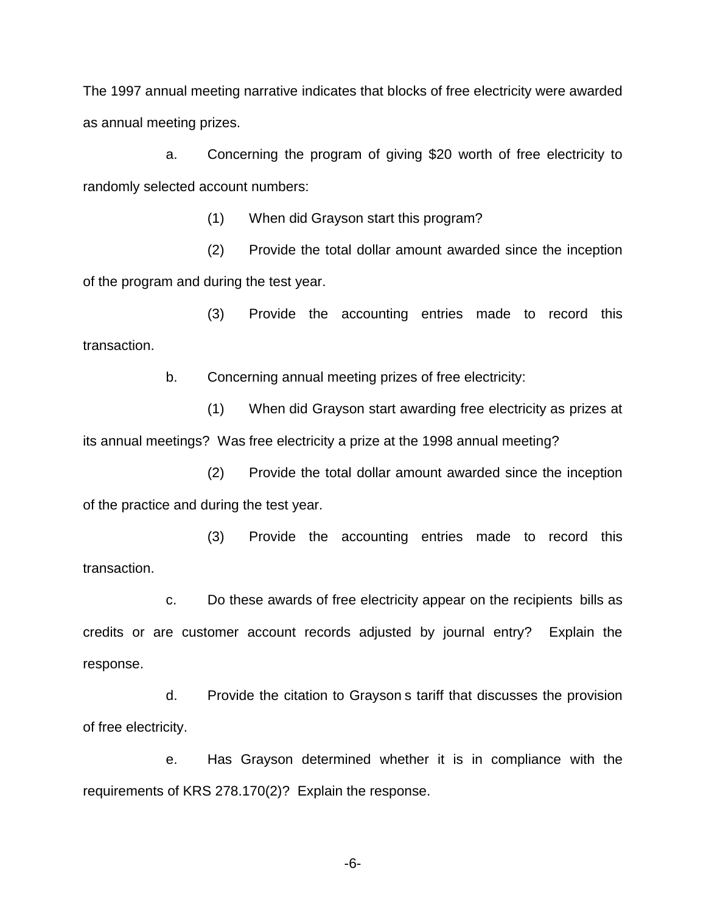The 1997 annual meeting narrative indicates that blocks of free electricity were awarded as annual meeting prizes.

a. Concerning the program of giving $20 worth of free electricity to randomly selected account numbers:

(1) When did Grayson start this program?

(2) Provide the total dollar amount awarded since the inception of the program and during the test year.

(3) Provide the accounting entries made to record this transaction.

b. Concerning annual meeting prizes of free electricity:

(1) When did Grayson start awarding free electricity as prizes at its annual meetings? Was free electricity a prize at the 1998 annual meeting?

(2) Provide the total dollar amount awarded since the inception of the practice and during the test year.

(3) Provide the accounting entries made to record this transaction.

c. Do these awards of free electricity appear on the recipients bills as credits or are customer account records adjusted by journal entry? Explain the response.

d. Provide the citation to Grayson s tariff that discusses the provision of free electricity.

e. Has Grayson determined whether it is in compliance with the requirements of KRS 278.170(2)? Explain the response.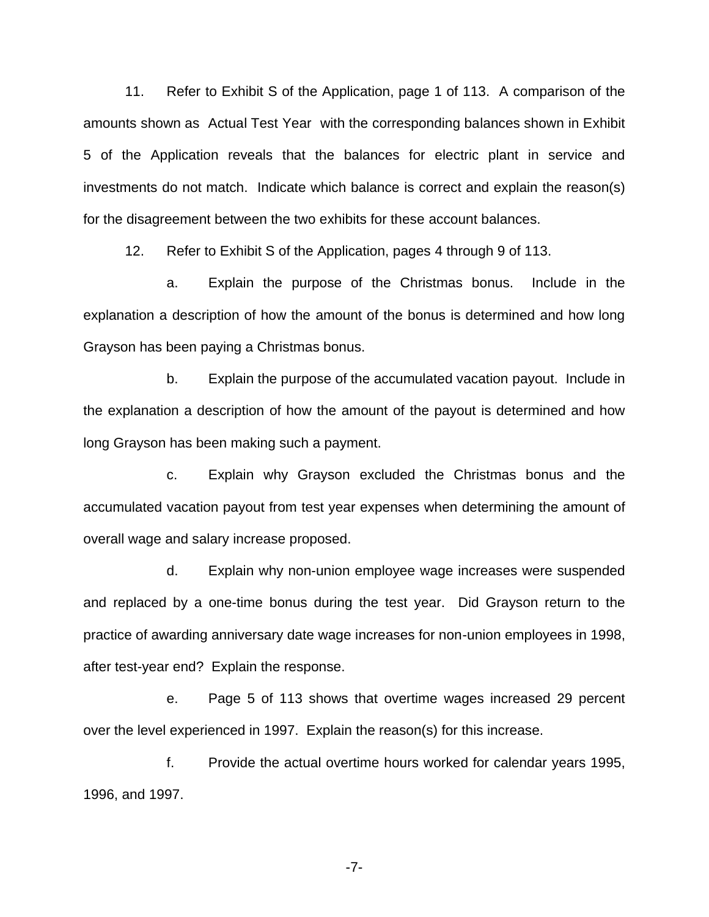11. Refer to Exhibit S of the Application, page 1 of 113. A comparison of the amounts shown as Actual Test Year with the corresponding balances shown in Exhibit 5 of the Application reveals that the balances for electric plant in service and investments do not match. Indicate which balance is correct and explain the reason(s) for the disagreement between the two exhibits for these account balances.

12. Refer to Exhibit S of the Application, pages 4 through 9 of 113.

a. Explain the purpose of the Christmas bonus. Include in the explanation a description of how the amount of the bonus is determined and how long Grayson has been paying a Christmas bonus.

b. Explain the purpose of the accumulated vacation payout. Include in the explanation a description of how the amount of the payout is determined and how long Grayson has been making such a payment.

c. Explain why Grayson excluded the Christmas bonus and the accumulated vacation payout from test year expenses when determining the amount of overall wage and salary increase proposed.

d. Explain why non-union employee wage increases were suspended and replaced by a one-time bonus during the test year. Did Grayson return to the practice of awarding anniversary date wage increases for non-union employees in 1998, after test-year end? Explain the response.

e. Page 5 of 113 shows that overtime wages increased 29 percent over the level experienced in 1997. Explain the reason(s) for this increase.

f. Provide the actual overtime hours worked for calendar years 1995, 1996, and 1997.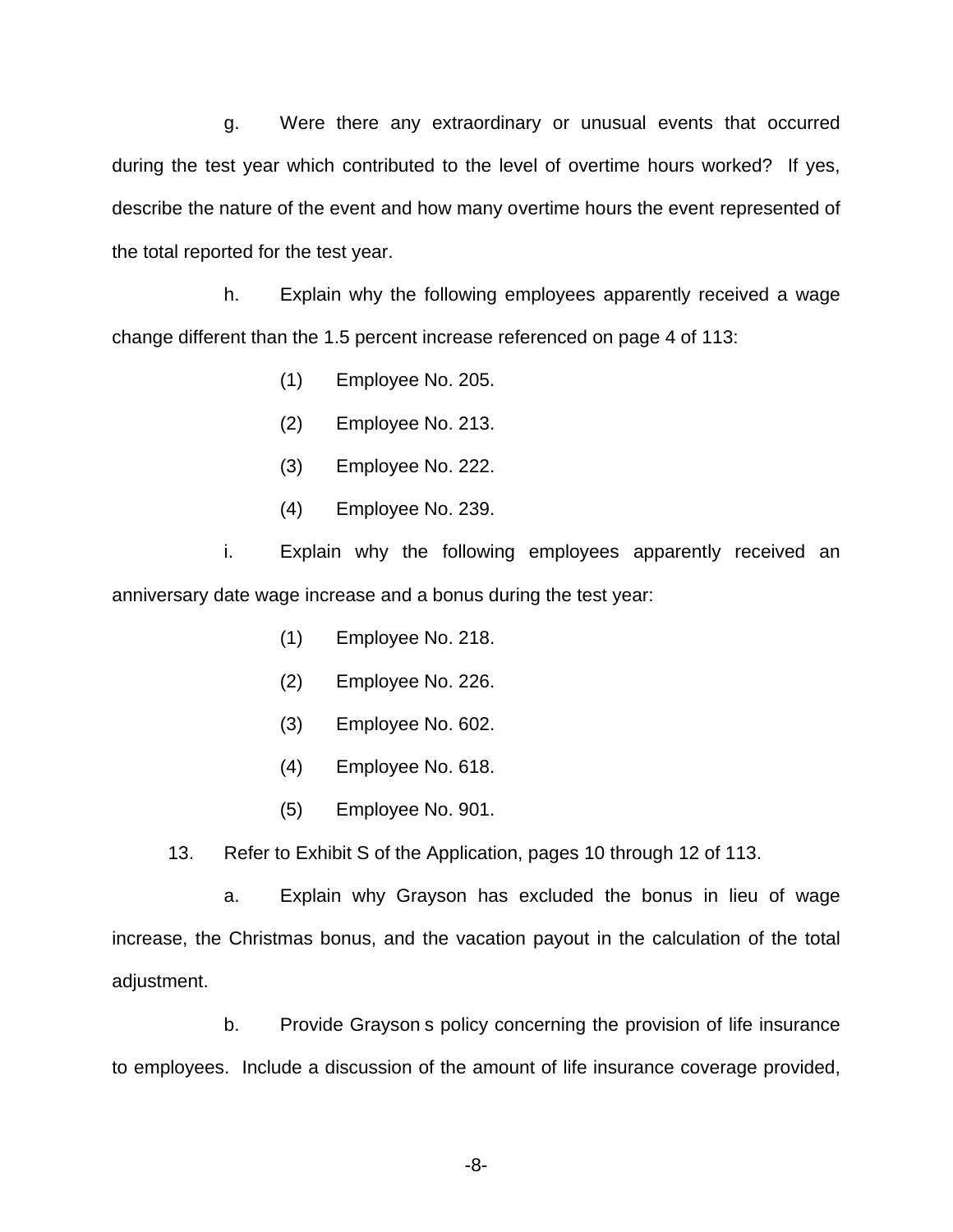g. Were there any extraordinary or unusual events that occurred during the test year which contributed to the level of overtime hours worked? If yes, describe the nature of the event and how many overtime hours the event represented of the total reported for the test year.

h. Explain why the following employees apparently received a wage change different than the 1.5 percent increase referenced on page 4 of 113:

(1) Employee No. 205.

(2) Employee No. 213.

(3) Employee No. 222.

(4) Employee No. 239.

i. Explain why the following employees apparently received an anniversary date wage increase and a bonus during the test year:

(1) Employee No. 218.

(2) Employee No. 226.

(3) Employee No. 602.

(4) Employee No. 618.

(5) Employee No. 901.

13. Refer to Exhibit S of the Application, pages 10 through 12 of 113.

a. Explain why Grayson has excluded the bonus in lieu of wage increase, the Christmas bonus, and the vacation payout in the calculation of the total adjustment.

b. Provide Grayson s policy concerning the provision of life insurance to employees. Include a discussion of the amount of life insurance coverage provided,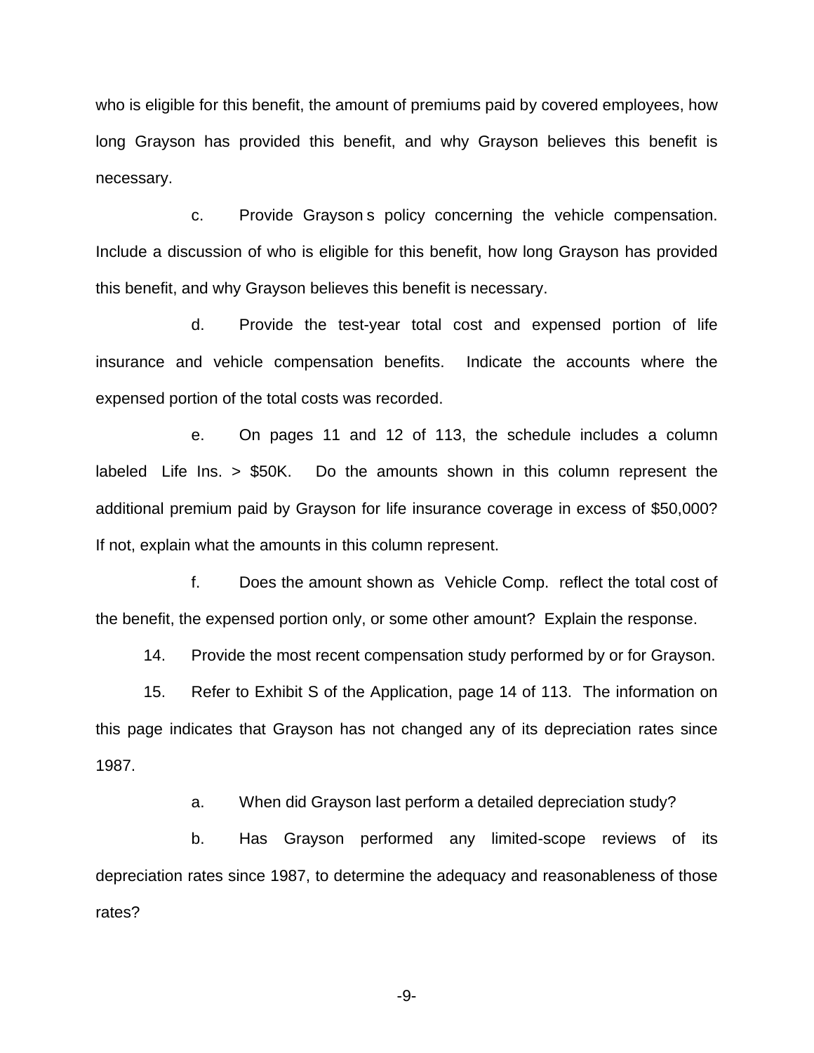who is eligible for this benefit, the amount of premiums paid by covered employees, how long Grayson has provided this benefit, and why Grayson believes this benefit is necessary.

c. Provide Grayson s policy concerning the vehicle compensation. Include a discussion of who is eligible for this benefit, how long Grayson has provided this benefit, and why Grayson believes this benefit is necessary.

d. Provide the test-year total cost and expensed portion of life insurance and vehicle compensation benefits. Indicate the accounts where the expensed portion of the total costs was recorded.

e. On pages 11 and 12 of 113, the schedule includes a column labeled Life Ins. > $50K. Do the amounts shown in this column represent the additional premium paid by Grayson for life insurance coverage in excess of $50,000? If not, explain what the amounts in this column represent.

f. Does the amount shown as Vehicle Comp. reflect the total cost of the benefit, the expensed portion only, or some other amount? Explain the response.

14. Provide the most recent compensation study performed by or for Grayson.

15. Refer to Exhibit S of the Application, page 14 of 113. The information on this page indicates that Grayson has not changed any of its depreciation rates since 1987.

a. When did Grayson last perform a detailed depreciation study?

b. Has Grayson performed any limited-scope reviews of its depreciation rates since 1987, to determine the adequacy and reasonableness of those rates?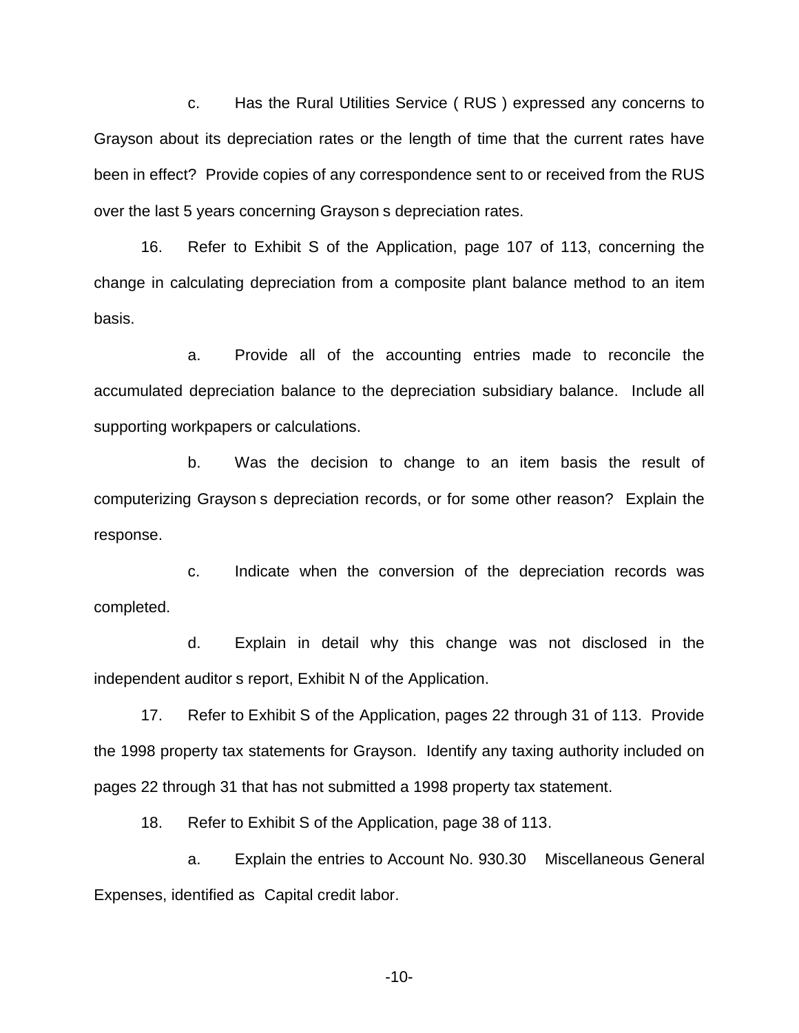c. Has the Rural Utilities Service ( RUS ) expressed any concerns to Grayson about its depreciation rates or the length of time that the current rates have been in effect? Provide copies of any correspondence sent to or received from the RUS over the last 5 years concerning Grayson s depreciation rates.

16. Refer to Exhibit S of the Application, page 107 of 113, concerning the change in calculating depreciation from a composite plant balance method to an item basis.

a. Provide all of the accounting entries made to reconcile the accumulated depreciation balance to the depreciation subsidiary balance. Include all supporting workpapers or calculations.

b. Was the decision to change to an item basis the result of computerizing Grayson s depreciation records, or for some other reason? Explain the response.

c. Indicate when the conversion of the depreciation records was completed.

d. Explain in detail why this change was not disclosed in the independent auditor s report, Exhibit N of the Application.

17. Refer to Exhibit S of the Application, pages 22 through 31 of 113. Provide the 1998 property tax statements for Grayson. Identify any taxing authority included on pages 22 through 31 that has not submitted a 1998 property tax statement.

18. Refer to Exhibit S of the Application, page 38 of 113.

a. Explain the entries to Account No. 930.30 Miscellaneous General Expenses, identified as Capital credit labor.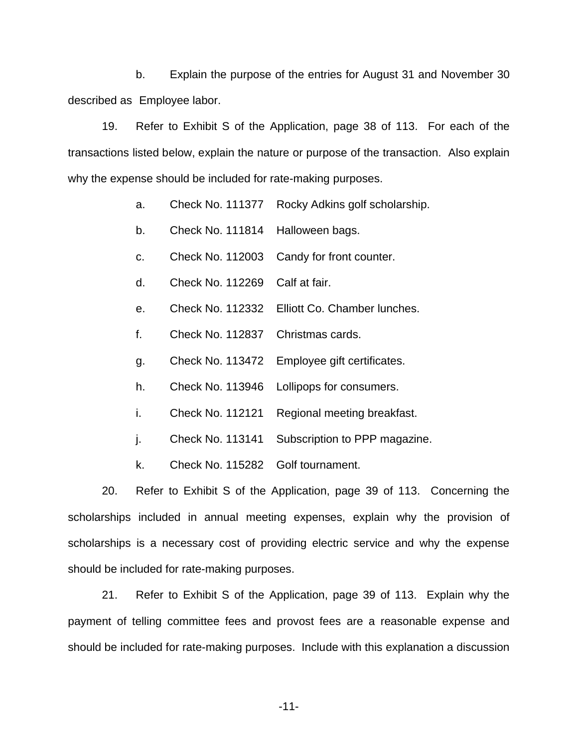b. Explain the purpose of the entries for August 31 and November 30 described as Employee labor.

19. Refer to Exhibit S of the Application, page 38 of 113. For each of the transactions listed below, explain the nature or purpose of the transaction. Also explain why the expense should be included for rate-making purposes.

a. Check No. 111377 Rocky Adkins golf scholarship.

b. Check No. 111814 Halloween bags.

c. Check No. 112003 Candy for front counter.

d. Check No. 112269 Calf at fair.

e. Check No. 112332 Elliott Co. Chamber lunches.

f. Check No. 112837 Christmas cards.

g. Check No. 113472 Employee gift certificates.

h. Check No. 113946 Lollipops for consumers.

i. Check No. 112121 Regional meeting breakfast.

j. Check No. 113141 Subscription to PPP magazine.

k. Check No. 115282 Golf tournament.

20. Refer to Exhibit S of the Application, page 39 of 113. Concerning the scholarships included in annual meeting expenses, explain why the provision of scholarships is a necessary cost of providing electric service and why the expense should be included for rate-making purposes.

21. Refer to Exhibit S of the Application, page 39 of 113. Explain why the payment of telling committee fees and provost fees are a reasonable expense and should be included for rate-making purposes. Include with this explanation a discussion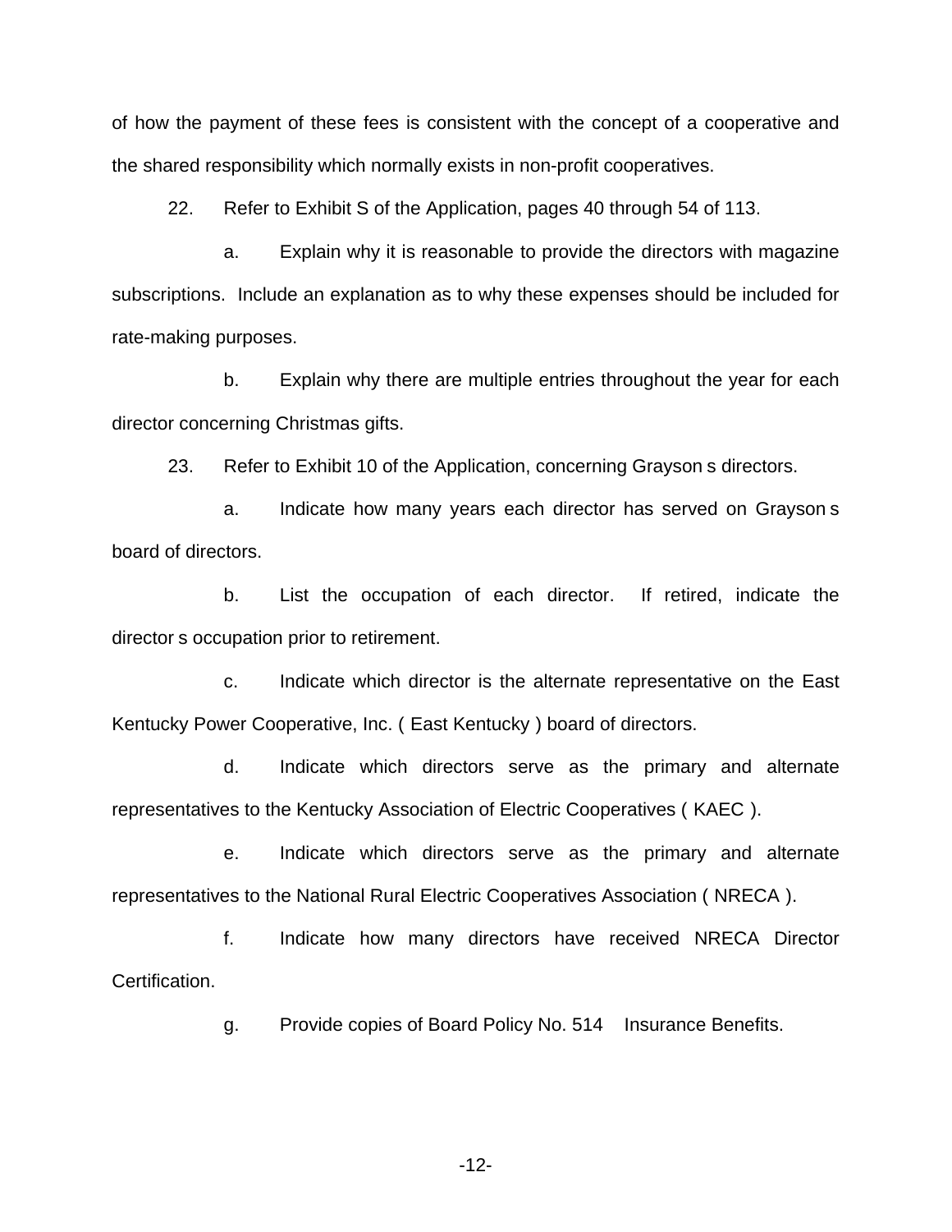of how the payment of these fees is consistent with the concept of a cooperative and the shared responsibility which normally exists in non-profit cooperatives.

22. Refer to Exhibit S of the Application, pages 40 through 54 of 113.

a. Explain why it is reasonable to provide the directors with magazine subscriptions. Include an explanation as to why these expenses should be included for rate-making purposes.

b. Explain why there are multiple entries throughout the year for each director concerning Christmas gifts.

23. Refer to Exhibit 10 of the Application, concerning Grayson s directors.

a. Indicate how many years each director has served on Grayson s board of directors.

b. List the occupation of each director. If retired, indicate the director s occupation prior to retirement.

c. Indicate which director is the alternate representative on the East Kentucky Power Cooperative, Inc. ( East Kentucky ) board of directors.

d. Indicate which directors serve as the primary and alternate representatives to the Kentucky Association of Electric Cooperatives ( KAEC ).

e. Indicate which directors serve as the primary and alternate representatives to the National Rural Electric Cooperatives Association ( NRECA ).

f. Indicate how many directors have received NRECA Director Certification.

g. Provide copies of Board Policy No. 514 Insurance Benefits.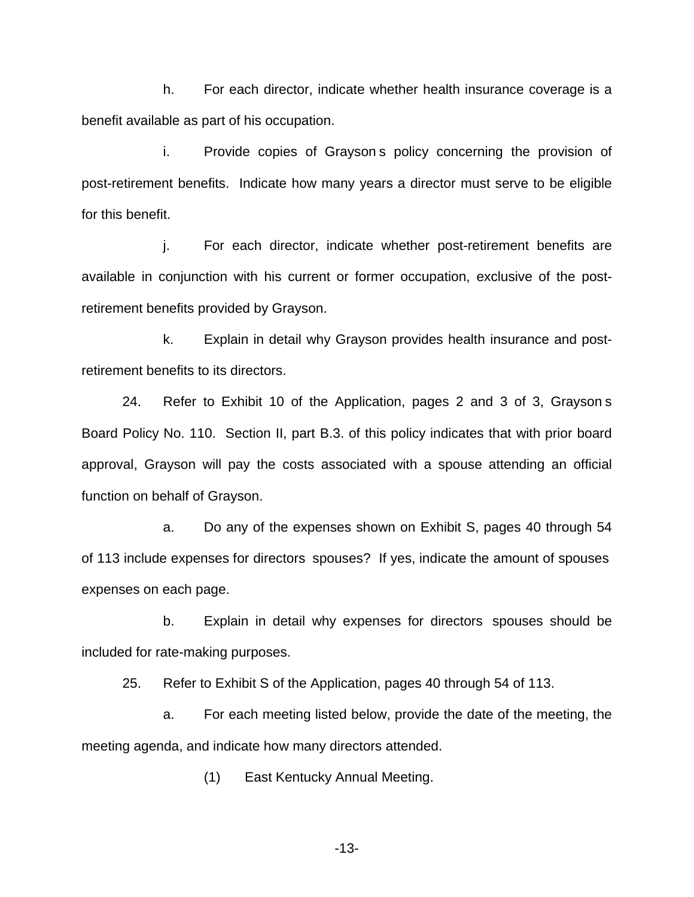h. For each director, indicate whether health insurance coverage is a benefit available as part of his occupation.

i. Provide copies of Grayson s policy concerning the provision of post-retirement benefits. Indicate how many years a director must serve to be eligible for this benefit.

j. For each director, indicate whether post-retirement benefits are available in conjunction with his current or former occupation, exclusive of the post-retirement benefits provided by Grayson.

k. Explain in detail why Grayson provides health insurance and post-retirement benefits to its directors.

24. Refer to Exhibit 10 of the Application, pages 2 and 3 of 3, Grayson s Board Policy No. 110. Section II, part B.3. of this policy indicates that with prior board approval, Grayson will pay the costs associated with a spouse attending an official function on behalf of Grayson.

a. Do any of the expenses shown on Exhibit S, pages 40 through 54 of 113 include expenses for directors spouses? If yes, indicate the amount of spouses expenses on each page.

b. Explain in detail why expenses for directors spouses should be included for rate-making purposes.

25. Refer to Exhibit S of the Application, pages 40 through 54 of 113.

a. For each meeting listed below, provide the date of the meeting, the meeting agenda, and indicate how many directors attended.

(1) East Kentucky Annual Meeting.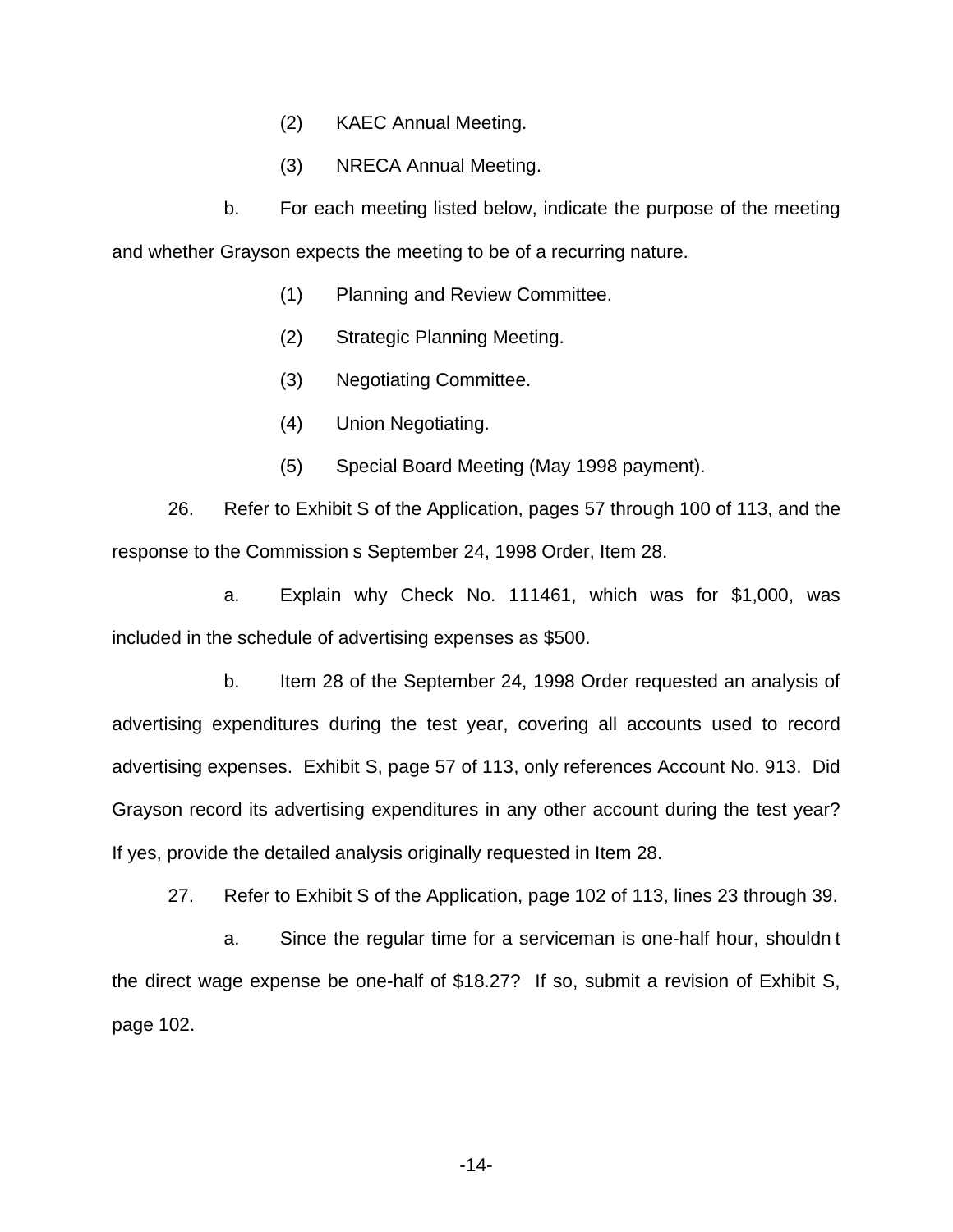(2) KAEC Annual Meeting.

(3) NRECA Annual Meeting.

b. For each meeting listed below, indicate the purpose of the meeting and whether Grayson expects the meeting to be of a recurring nature.

(1) Planning and Review Committee.

(2) Strategic Planning Meeting.

(3) Negotiating Committee.

(4) Union Negotiating.

(5) Special Board Meeting (May 1998 payment).

26. Refer to Exhibit S of the Application, pages 57 through 100 of 113, and the response to the Commission s September 24, 1998 Order, Item 28.

a. Explain why Check No. 111461, which was for $1,000, was included in the schedule of advertising expenses as $500.

b. Item 28 of the September 24, 1998 Order requested an analysis of advertising expenditures during the test year, covering all accounts used to record advertising expenses. Exhibit S, page 57 of 113, only references Account No. 913. Did Grayson record its advertising expenditures in any other account during the test year? If yes, provide the detailed analysis originally requested in Item 28.

27. Refer to Exhibit S of the Application, page 102 of 113, lines 23 through 39.

a. Since the regular time for a serviceman is one-half hour, shouldn t the direct wage expense be one-half of $18.27? If so, submit a revision of Exhibit S, page 102.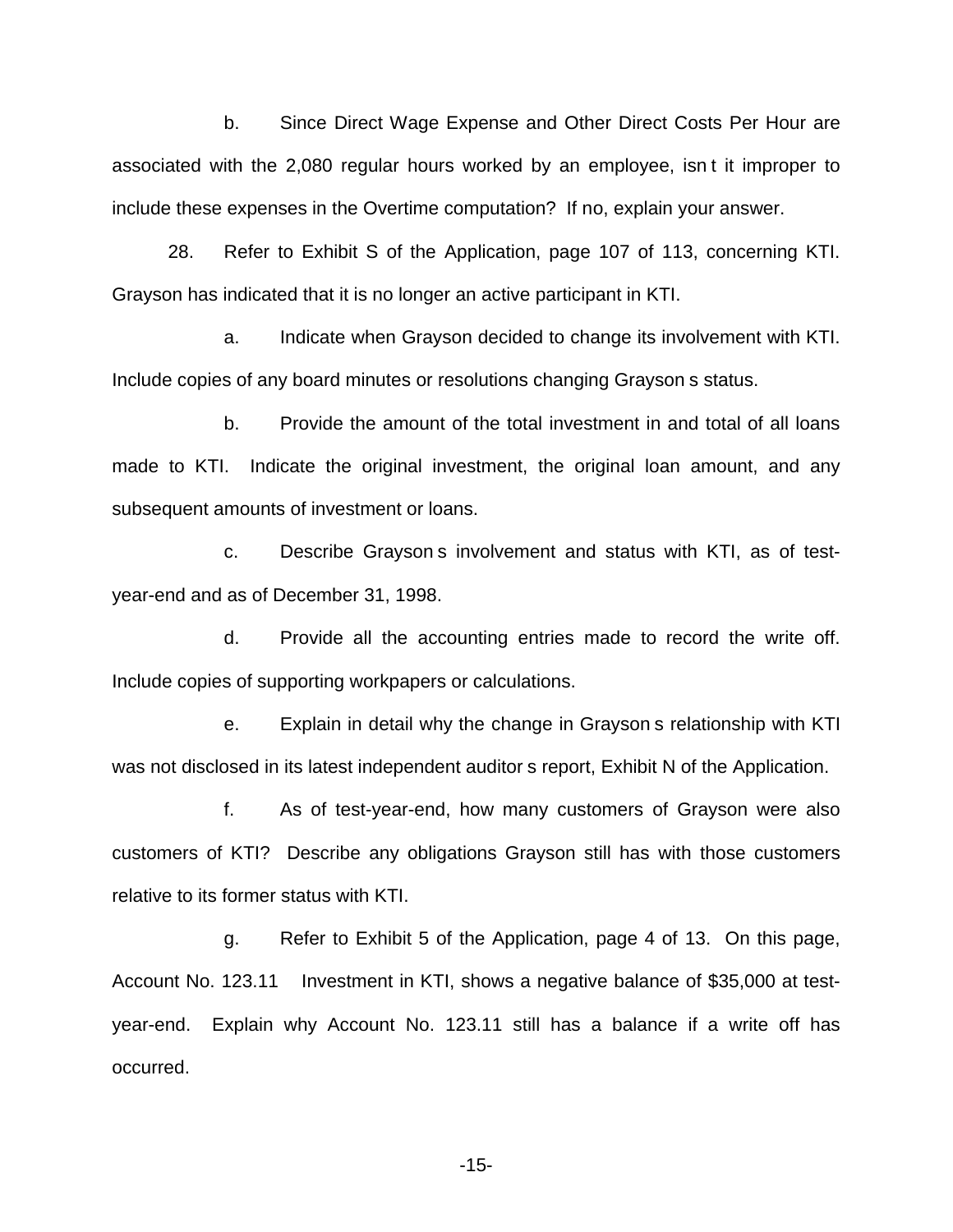b. Since Direct Wage Expense and Other Direct Costs Per Hour are associated with the 2,080 regular hours worked by an employee, isn t it improper to include these expenses in the Overtime computation? If no, explain your answer.

28. Refer to Exhibit S of the Application, page 107 of 113, concerning KTI. Grayson has indicated that it is no longer an active participant in KTI.

a. Indicate when Grayson decided to change its involvement with KTI. Include copies of any board minutes or resolutions changing Grayson s status.

b. Provide the amount of the total investment in and total of all loans made to KTI. Indicate the original investment, the original loan amount, and any subsequent amounts of investment or loans.

c. Describe Grayson s involvement and status with KTI, as of test-year-end and as of December 31, 1998.

d. Provide all the accounting entries made to record the write off. Include copies of supporting workpapers or calculations.

e. Explain in detail why the change in Grayson s relationship with KTI was not disclosed in its latest independent auditor s report, Exhibit N of the Application.

f. As of test-year-end, how many customers of Grayson were also customers of KTI? Describe any obligations Grayson still has with those customers relative to its former status with KTI.

g. Refer to Exhibit 5 of the Application, page 4 of 13. On this page, Account No. 123.11 Investment in KTI, shows a negative balance of $35,000 at test-year-end. Explain why Account No. 123.11 still has a balance if a write off has occurred.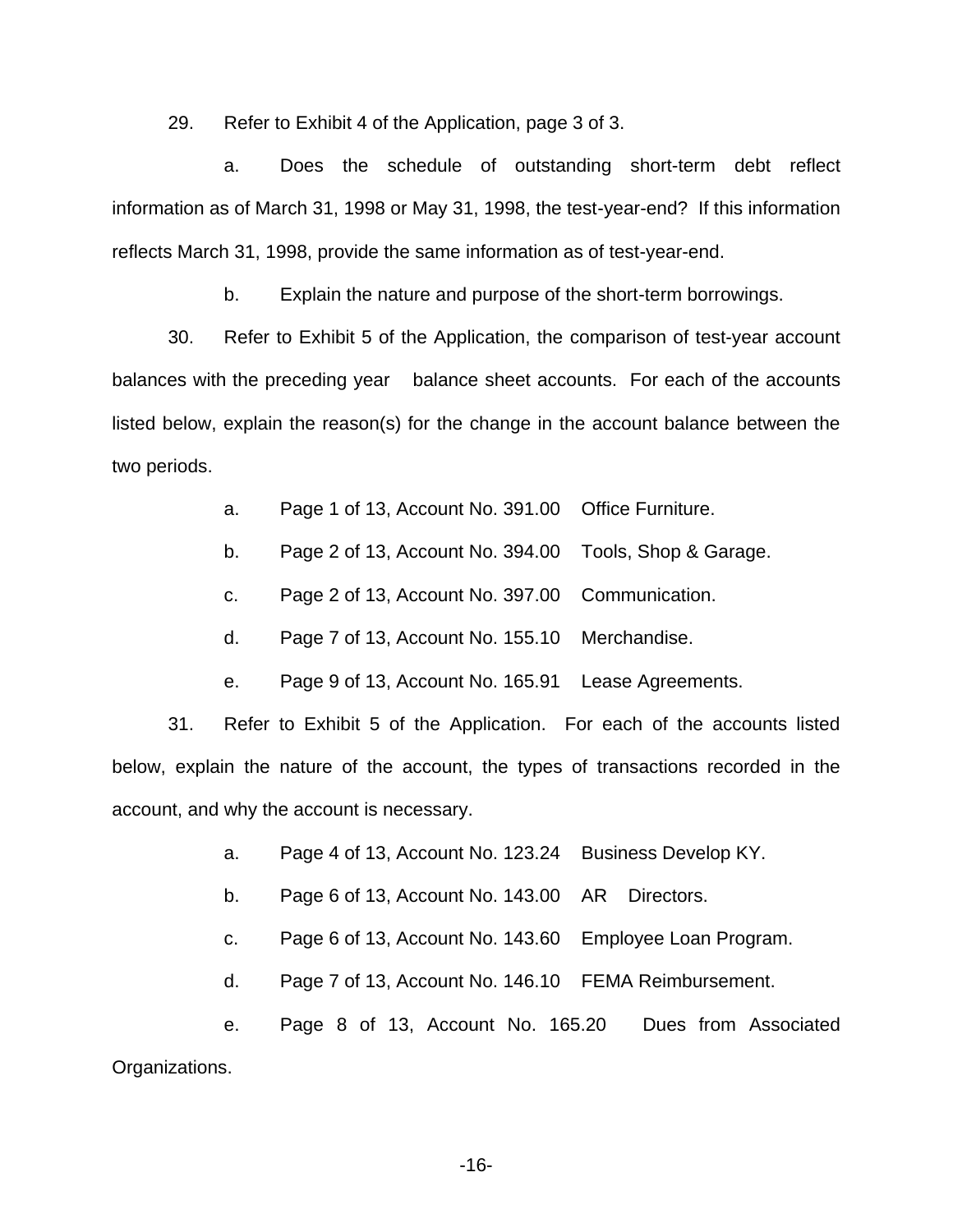29. Refer to Exhibit 4 of the Application, page 3 of 3.

a. Does the schedule of outstanding short-term debt reflect information as of March 31, 1998 or May 31, 1998, the test-year-end? If this information reflects March 31, 1998, provide the same information as of test-year-end.

b. Explain the nature and purpose of the short-term borrowings.

30. Refer to Exhibit 5 of the Application, the comparison of test-year account balances with the preceding year balance sheet accounts. For each of the accounts listed below, explain the reason(s) for the change in the account balance between the two periods.

a. Page 1 of 13, Account No. 391.00 Office Furniture.

b. Page 2 of 13, Account No. 394.00 Tools, Shop & Garage.

c. Page 2 of 13, Account No. 397.00 Communication.

d. Page 7 of 13, Account No. 155.10 Merchandise.

e. Page 9 of 13, Account No. 165.91 Lease Agreements.

31. Refer to Exhibit 5 of the Application. For each of the accounts listed below, explain the nature of the account, the types of transactions recorded in the account, and why the account is necessary.

a. Page 4 of 13, Account No. 123.24 Business Develop KY.

b. Page 6 of 13, Account No. 143.00 AR Directors.

c. Page 6 of 13, Account No. 143.60 Employee Loan Program.

d. Page 7 of 13, Account No. 146.10 FEMA Reimbursement.

e. Page 8 of 13, Account No. 165.20 Dues from Associated Organizations.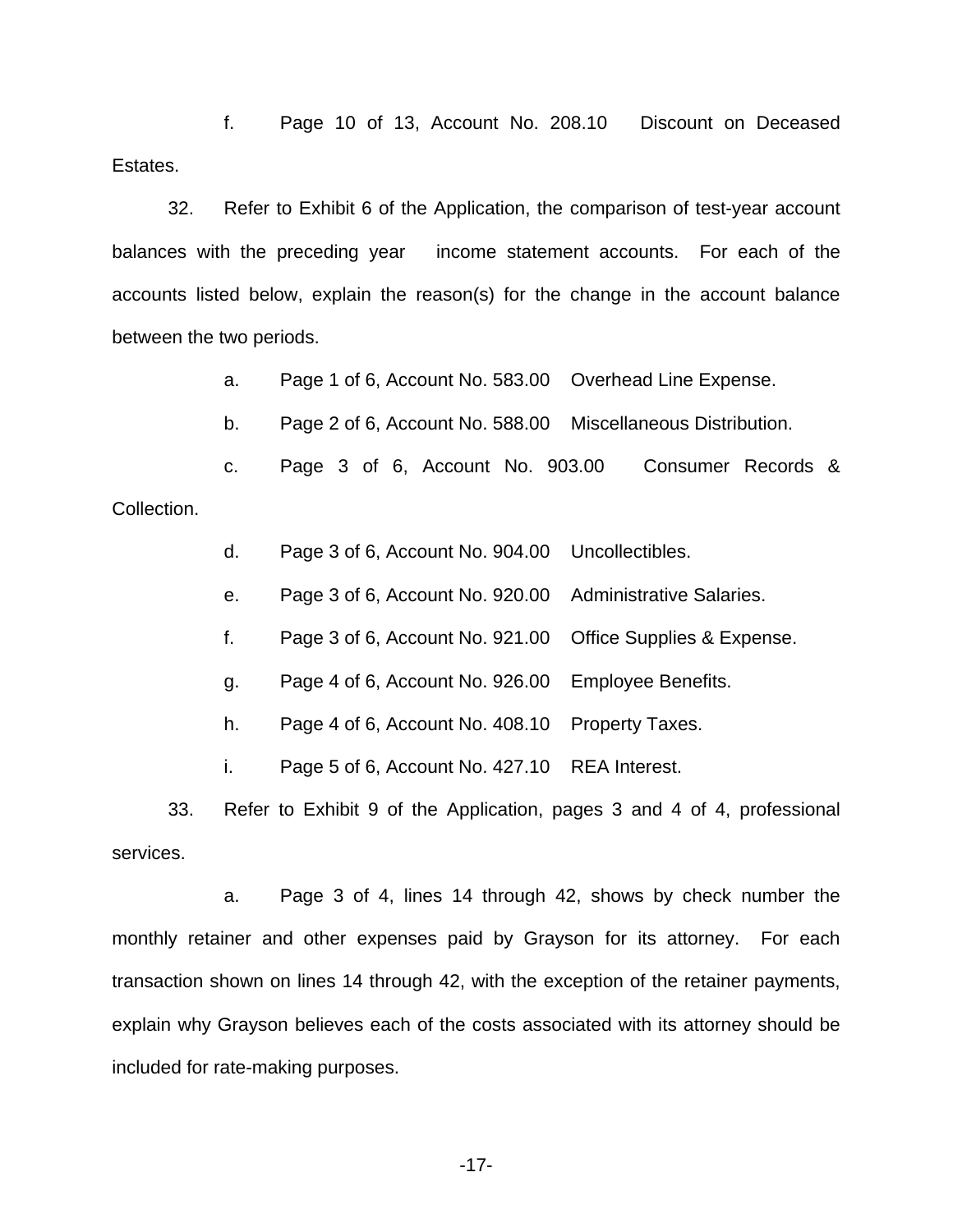f. Page 10 of 13, Account No. 208.10 Discount on Deceased Estates.

32. Refer to Exhibit 6 of the Application, the comparison of test-year account balances with the preceding year income statement accounts. For each of the accounts listed below, explain the reason(s) for the change in the account balance between the two periods.

a. Page 1 of 6, Account No. 583.00 Overhead Line Expense.

b. Page 2 of 6, Account No. 588.00 Miscellaneous Distribution.

c. Page 3 of 6, Account No. 903.00 Consumer Records & Collection.

d. Page 3 of 6, Account No. 904.00 Uncollectibles.

e. Page 3 of 6, Account No. 920.00 Administrative Salaries.

f. Page 3 of 6, Account No. 921.00 Office Supplies & Expense.

g. Page 4 of 6, Account No. 926.00 Employee Benefits.

h. Page 4 of 6, Account No. 408.10 Property Taxes.

i. Page 5 of 6, Account No. 427.10 REA Interest.

33. Refer to Exhibit 9 of the Application, pages 3 and 4 of 4, professional services.

a. Page 3 of 4, lines 14 through 42, shows by check number the monthly retainer and other expenses paid by Grayson for its attorney. For each transaction shown on lines 14 through 42, with the exception of the retainer payments, explain why Grayson believes each of the costs associated with its attorney should be included for rate-making purposes.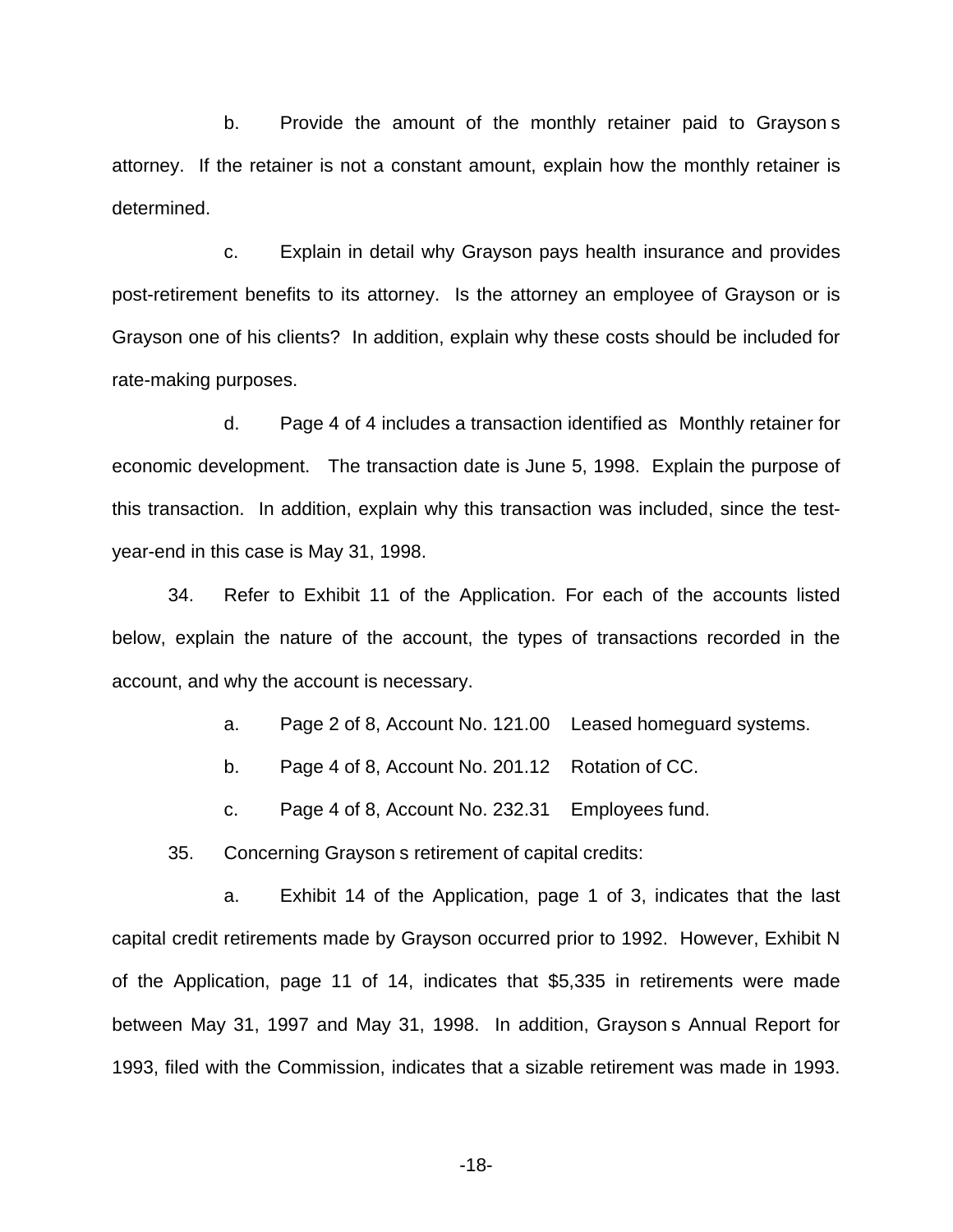b. Provide the amount of the monthly retainer paid to Grayson s attorney. If the retainer is not a constant amount, explain how the monthly retainer is determined.

c. Explain in detail why Grayson pays health insurance and provides post-retirement benefits to its attorney. Is the attorney an employee of Grayson or is Grayson one of his clients? In addition, explain why these costs should be included for rate-making purposes.

d. Page 4 of 4 includes a transaction identified as Monthly retainer for economic development. The transaction date is June 5, 1998. Explain the purpose of this transaction. In addition, explain why this transaction was included, since the test-year-end in this case is May 31, 1998.

34. Refer to Exhibit 11 of the Application. For each of the accounts listed below, explain the nature of the account, the types of transactions recorded in the account, and why the account is necessary.

a. Page 2 of 8, Account No. 121.00 Leased homeguard systems.

b. Page 4 of 8, Account No. 201.12 Rotation of CC.

c. Page 4 of 8, Account No. 232.31 Employees fund.

35. Concerning Grayson s retirement of capital credits:

a. Exhibit 14 of the Application, page 1 of 3, indicates that the last capital credit retirements made by Grayson occurred prior to 1992. However, Exhibit N of the Application, page 11 of 14, indicates that $5,335 in retirements were made between May 31, 1997 and May 31, 1998. In addition, Grayson s Annual Report for 1993, filed with the Commission, indicates that a sizable retirement was made in 1993.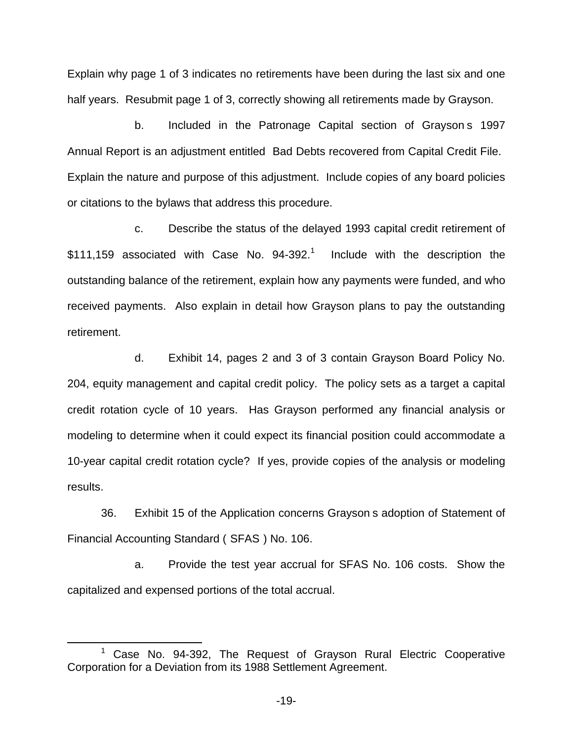Explain why page 1 of 3 indicates no retirements have been during the last six and one half years. Resubmit page 1 of 3, correctly showing all retirements made by Grayson.

b. Included in the Patronage Capital section of Grayson s 1997 Annual Report is an adjustment entitled Bad Debts recovered from Capital Credit File. Explain the nature and purpose of this adjustment. Include copies of any board policies or citations to the bylaws that address this procedure.

c. Describe the status of the delayed 1993 capital credit retirement of $111,159 associated with Case No. 94-392.[1] Include with the description the outstanding balance of the retirement, explain how any payments were funded, and who received payments. Also explain in detail how Grayson plans to pay the outstanding retirement.

d. Exhibit 14, pages 2 and 3 of 3 contain Grayson Board Policy No. 204, equity management and capital credit policy. The policy sets as a target a capital credit rotation cycle of 10 years. Has Grayson performed any financial analysis or modeling to determine when it could expect its financial position could accommodate a 10-year capital credit rotation cycle? If yes, provide copies of the analysis or modeling results.

36. Exhibit 15 of the Application concerns Grayson s adoption of Statement of Financial Accounting Standard ( SFAS ) No. 106.

a. Provide the test year accrual for SFAS No. 106 costs. Show the capitalized and expensed portions of the total accrual.

---

[1] Case No. 94-392, The Request of Grayson Rural Electric Cooperative Corporation for a Deviation from its 1988 Settlement Agreement.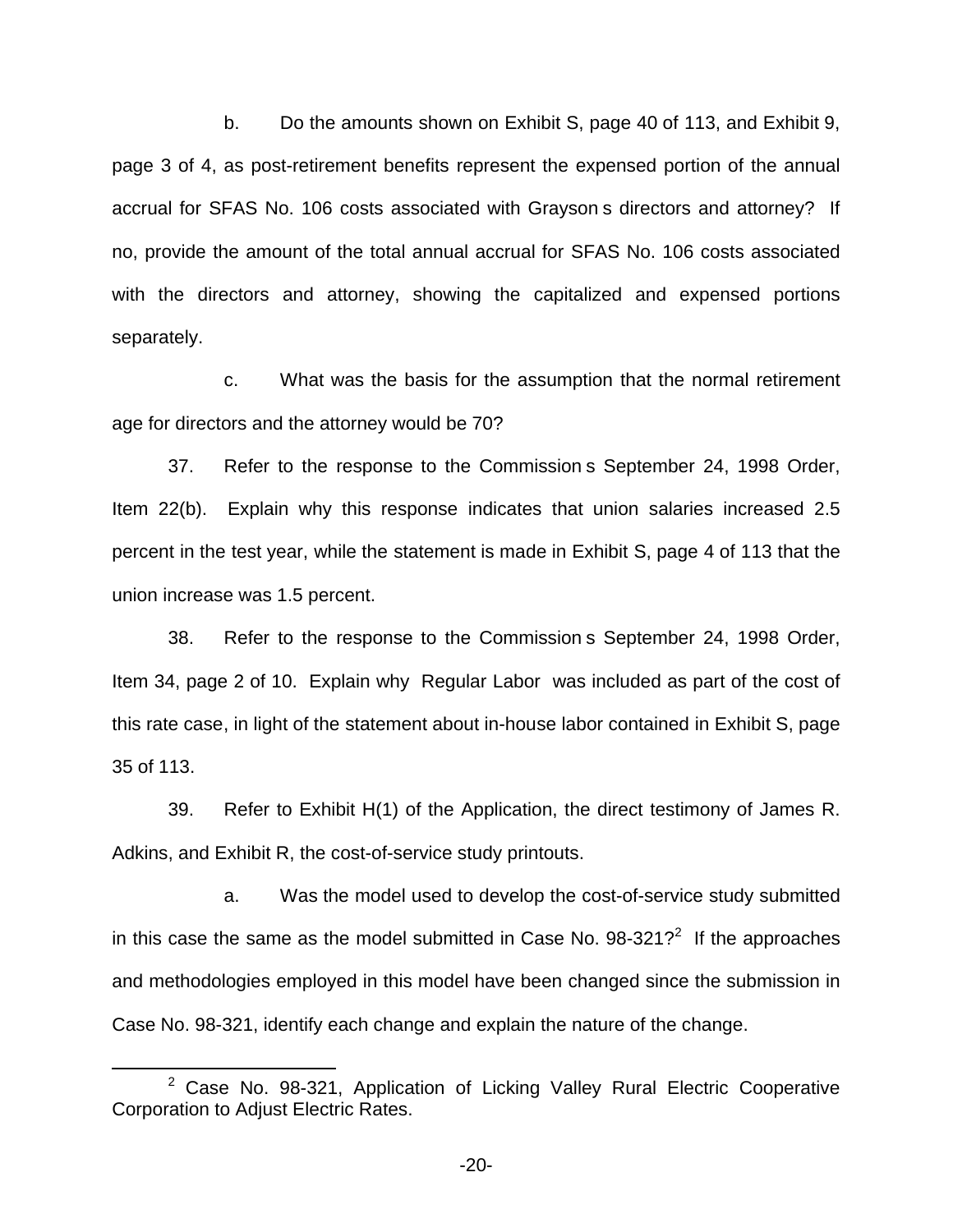b. Do the amounts shown on Exhibit S, page 40 of 113, and Exhibit 9, page 3 of 4, as post-retirement benefits represent the expensed portion of the annual accrual for SFAS No. 106 costs associated with Grayson s directors and attorney? If no, provide the amount of the total annual accrual for SFAS No. 106 costs associated with the directors and attorney, showing the capitalized and expensed portions separately.

c. What was the basis for the assumption that the normal retirement age for directors and the attorney would be 70?

37. Refer to the response to the Commission s September 24, 1998 Order, Item 22(b). Explain why this response indicates that union salaries increased 2.5 percent in the test year, while the statement is made in Exhibit S, page 4 of 113 that the union increase was 1.5 percent.

38. Refer to the response to the Commission s September 24, 1998 Order, Item 34, page 2 of 10. Explain why Regular Labor was included as part of the cost of this rate case, in light of the statement about in-house labor contained in Exhibit S, page 35 of 113.

39. Refer to Exhibit H(1) of the Application, the direct testimony of James R. Adkins, and Exhibit R, the cost-of-service study printouts.

a. Was the model used to develop the cost-of-service study submitted in this case the same as the model submitted in Case No. 98-321?[2] If the approaches and methodologies employed in this model have been changed since the submission in Case No. 98-321, identify each change and explain the nature of the change.

[2] Case No. 98-321, Application of Licking Valley Rural Electric Cooperative Corporation to Adjust Electric Rates.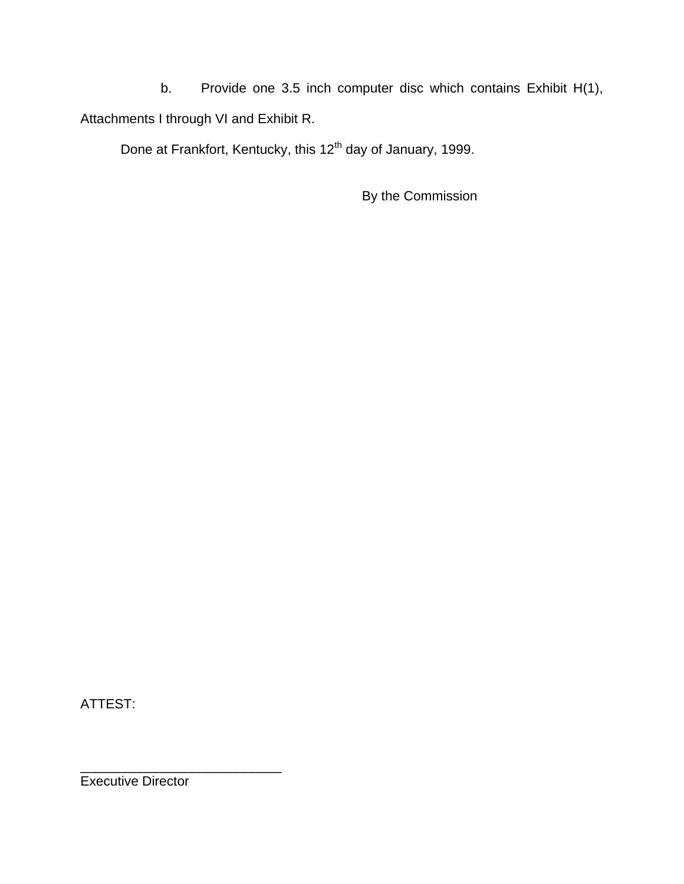b. Provide one 3.5 inch computer disc which contains Exhibit H(1), Attachments I through VI and Exhibit R.

Done at Frankfort, Kentucky, this 12th day of January, 1999.

By the Commission

ATTEST:

___________________________

Executive Director